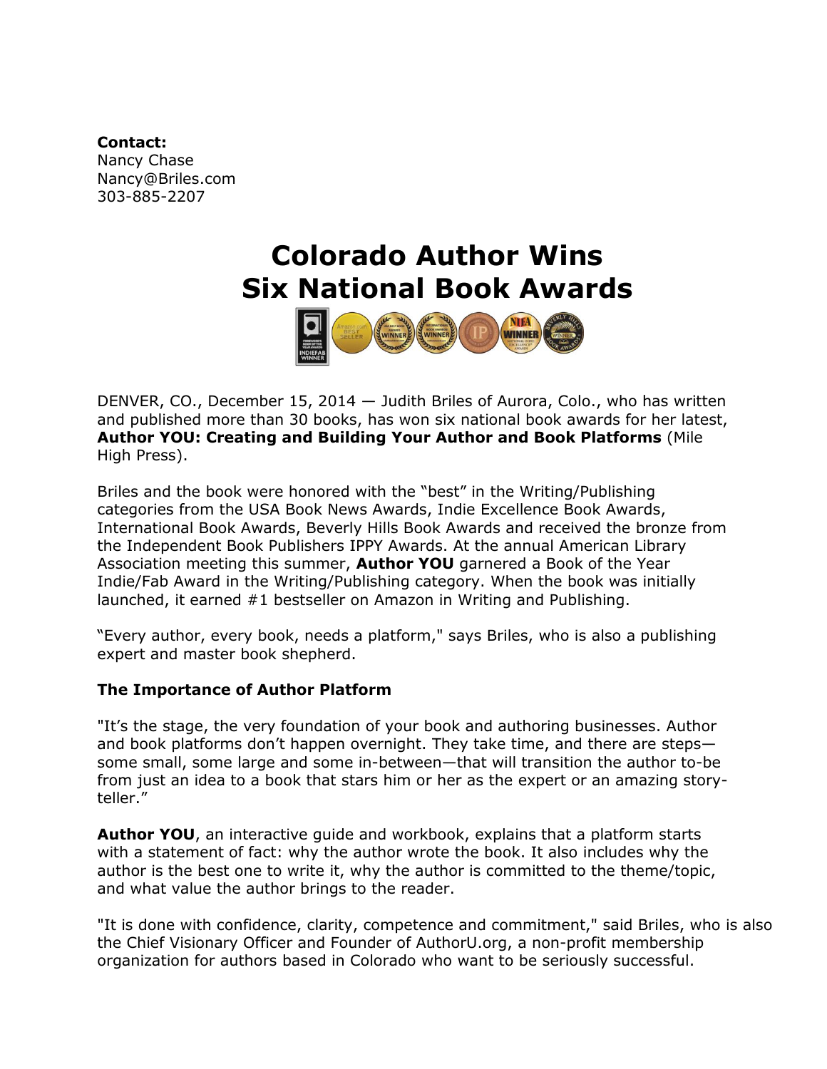**Contact:**
Nancy Chase
Nancy@Briles.com
303-885-2207

# Colorado Author Wins Six National Book Awards

DENVER, CO., December 15, 2014 — Judith Briles of Aurora, Colo., who has written and published more than 30 books, has won six national book awards for her latest, **Author YOU: Creating and Building Your Author and Book Platforms** (Mile High Press).

Briles and the book were honored with the "best" in the Writing/Publishing categories from the USA Book News Awards, Indie Excellence Book Awards, International Book Awards, Beverly Hills Book Awards and received the bronze from the Independent Book Publishers IPPY Awards. At the annual American Library Association meeting this summer, **Author YOU** garnered a Book of the Year Indie/Fab Award in the Writing/Publishing category. When the book was initially launched, it earned #1 bestseller on Amazon in Writing and Publishing.

"Every author, every book, needs a platform," says Briles, who is also a publishing expert and master book shepherd.

### The Importance of Author Platform

"It's the stage, the very foundation of your book and authoring businesses. Author and book platforms don't happen overnight. They take time, and there are steps—some small, some large and some in-between—that will transition the author to-be from just an idea to a book that stars him or her as the expert or an amazing story-teller."

**Author YOU**, an interactive guide and workbook, explains that a platform starts with a statement of fact: why the author wrote the book. It also includes why the author is the best one to write it, why the author is committed to the theme/topic, and what value the author brings to the reader.

"It is done with confidence, clarity, competence and commitment," said Briles, who is also the Chief Visionary Officer and Founder of AuthorU.org, a non-profit membership organization for authors based in Colorado who want to be seriously successful.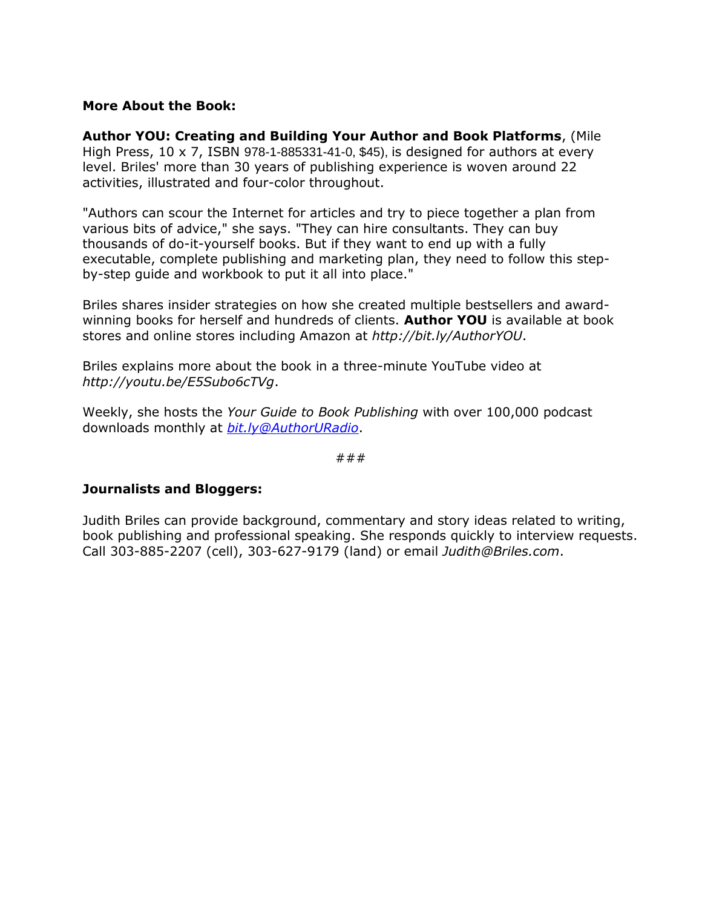**More About the Book:**

**Author YOU: Creating and Building Your Author and Book Platforms**, (Mile High Press, 10 x 7, ISBN 978-1-885331-41-0, $45), is designed for authors at every level. Briles' more than 30 years of publishing experience is woven around 22 activities, illustrated and four-color throughout.

"Authors can scour the Internet for articles and try to piece together a plan from various bits of advice," she says. "They can hire consultants. They can buy thousands of do-it-yourself books. But if they want to end up with a fully executable, complete publishing and marketing plan, they need to follow this step-by-step guide and workbook to put it all into place."

Briles shares insider strategies on how she created multiple bestsellers and award-winning books for herself and hundreds of clients. **Author YOU** is available at book stores and online stores including Amazon at *http://bit.ly/AuthorYOU*.

Briles explains more about the book in a three-minute YouTube video at *http://youtu.be/E5Subo6cTVg*.

Weekly, she hosts the *Your Guide to Book Publishing* with over 100,000 podcast downloads monthly at *bit.ly@AuthorURadio*.

###

**Journalists and Bloggers:**

Judith Briles can provide background, commentary and story ideas related to writing, book publishing and professional speaking. She responds quickly to interview requests. Call 303-885-2207 (cell), 303-627-9179 (land) or email *Judith@Briles.com*.